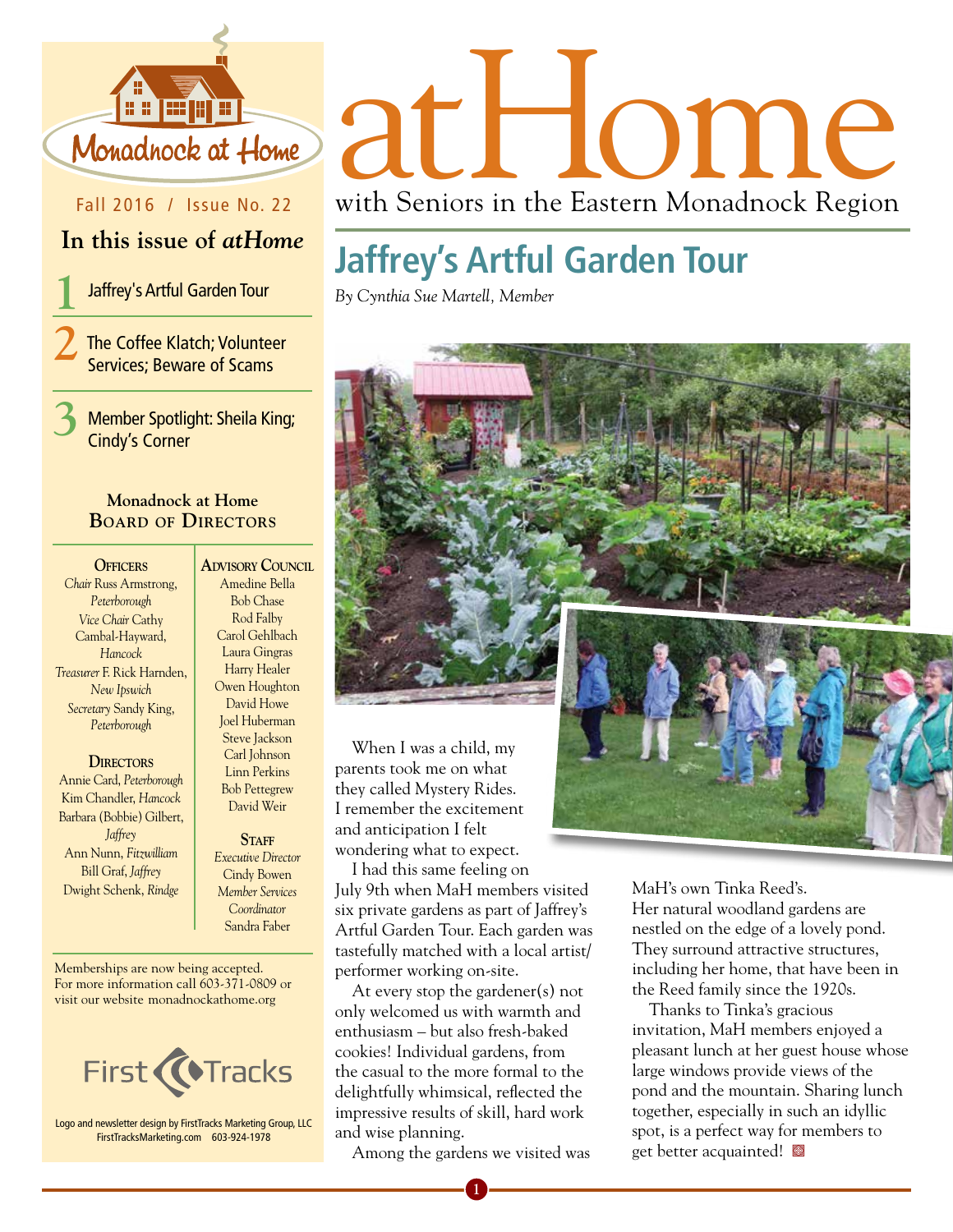# atHome

with Seniors in the Eastern Monadnock Region

Monadnock at Home

Fall 2016 / Issue No. 22

## In this issue of *atHome*

1. Jaffrey's Artful Garden Tour
2. The Coffee Klatch; Volunteer Services; Beware of Scams
3. Member Spotlight: Sheila King; Cindy's Corner

### Monadnock at Home Board of Directors

**Officers**

*Chair* Russ Armstrong, *Peterborough*
*Vice Chair* Cathy Cambal-Hayward, *Hancock*
*Treasurer* F. Rick Harnden, *New Ipswich*
*Secretary* Sandy King, *Peterborough*

**Directors**

Annie Card, *Peterborough*
Kim Chandler, *Hancock*
Barbara (Bobbie) Gilbert, *Jaffrey*
Ann Nunn, *Fitzwilliam*
Bill Graf, *Jaffrey*
Dwight Schenk, *Rindge*

**Advisory Council**

Amedine Bella
Bob Chase
Rod Falby
Carol Gehlbach
Laura Gingras
Harry Healer
Owen Houghton
David Howe
Joel Huberman
Steve Jackson
Carl Johnson
Linn Perkins
Bob Pettegrew
David Weir

**Staff**

*Executive Director* Cindy Bowen
*Member Services Coordinator* Sandra Faber

Memberships are now being accepted. For more information call 603-371-0809 or visit our website monadnockathome.org

First Tracks

Logo and newsletter design by FirstTracks Marketing Group, LLC FirstTracksMarketing.com 603-924-1978

## Jaffrey's Artful Garden Tour

*By Cynthia Sue Martell, Member*

When I was a child, my parents took me on what they called Mystery Rides. I remember the excitement and anticipation I felt wondering what to expect.

I had this same feeling on July 9th when MaH members visited six private gardens as part of Jaffrey's Artful Garden Tour. Each garden was tastefully matched with a local artist/performer working on-site.

At every stop the gardener(s) not only welcomed us with warmth and enthusiasm – but also fresh-baked cookies! Individual gardens, from the casual to the more formal to the delightfully whimsical, reflected the impressive results of skill, hard work and wise planning.

Among the gardens we visited was MaH's own Tinka Reed's. Her natural woodland gardens are nestled on the edge of a lovely pond. They surround attractive structures, including her home, that have been in the Reed family since the 1920s.

Thanks to Tinka's gracious invitation, MaH members enjoyed a pleasant lunch at her guest house whose large windows provide views of the pond and the mountain. Sharing lunch together, especially in such an idyllic spot, is a perfect way for members to get better acquainted!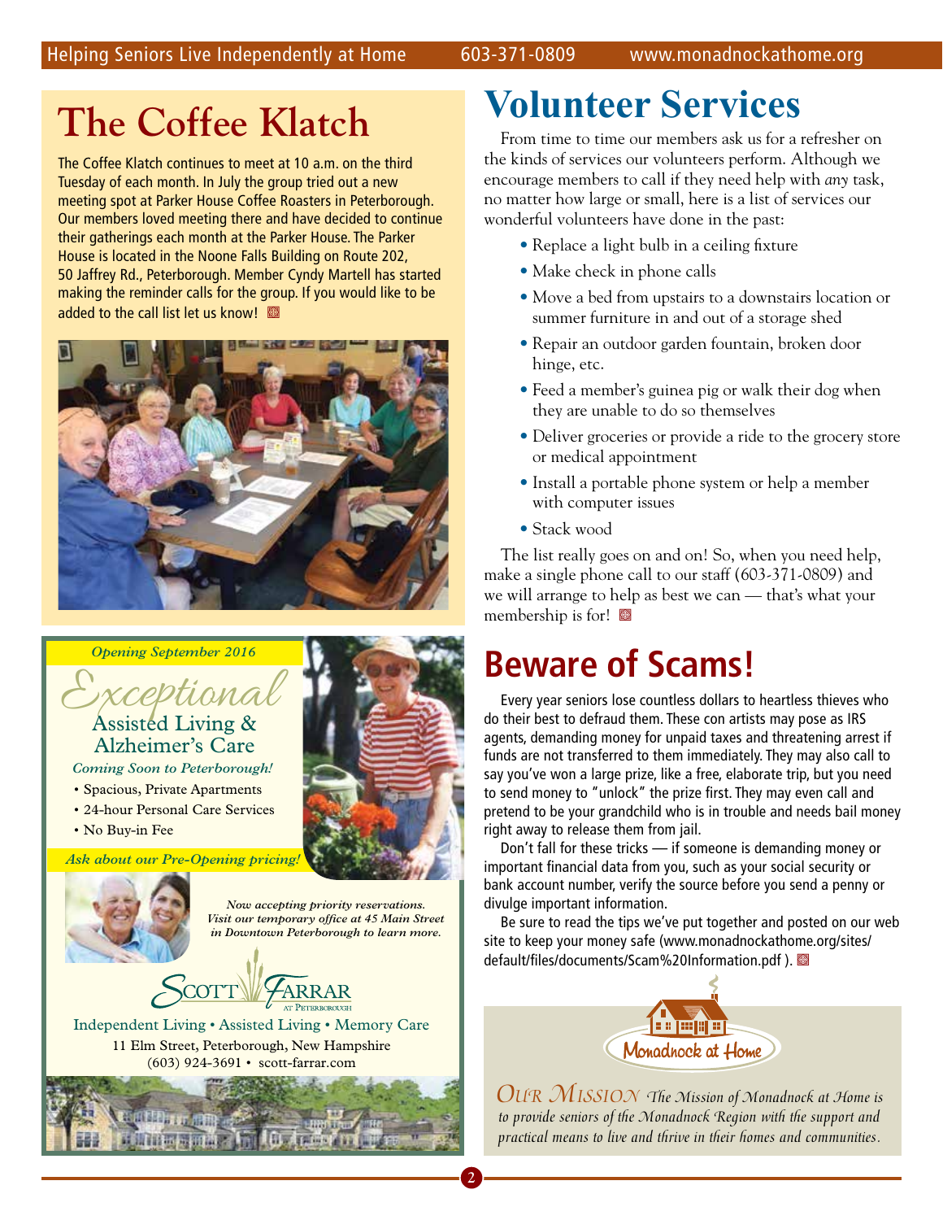# The Coffee Klatch

The Coffee Klatch continues to meet at 10 a.m. on the third Tuesday of each month. In July the group tried out a new meeting spot at Parker House Coffee Roasters in Peterborough. Our members loved meeting there and have decided to continue their gatherings each month at the Parker House. The Parker House is located in the Noone Falls Building on Route 202, 50 Jaffrey Rd., Peterborough. Member Cyndy Martell has started making the reminder calls for the group. If you would like to be added to the call list let us know!

*Opening September 2016*

## *Exceptional* Assisted Living & Alzheimer's Care

*Coming Soon to Peterborough!*

- Spacious, Private Apartments
- 24-hour Personal Care Services
- No Buy-in Fee

*Ask about our Pre-Opening pricing!*

*Now accepting priority reservations. Visit our temporary office at 45 Main Street in Downtown Peterborough to learn more.*

SCOTT FARRAR AT PETERBOROUGH

Independent Living • Assisted Living • Memory Care

11 Elm Street, Peterborough, New Hampshire

(603) 924-3691 • scott-farrar.com

# Volunteer Services

From time to time our members ask us for a refresher on the kinds of services our volunteers perform. Although we encourage members to call if they need help with *any* task, no matter how large or small, here is a list of services our wonderful volunteers have done in the past:

- Replace a light bulb in a ceiling fixture
- Make check in phone calls
- Move a bed from upstairs to a downstairs location or summer furniture in and out of a storage shed
- Repair an outdoor garden fountain, broken door hinge, etc.
- Feed a member's guinea pig or walk their dog when they are unable to do so themselves
- Deliver groceries or provide a ride to the grocery store or medical appointment
- Install a portable phone system or help a member with computer issues
- Stack wood

The list really goes on and on! So, when you need help, make a single phone call to our staff (603-371-0809) and we will arrange to help as best we can — that's what your membership is for!

# Beware of Scams!

Every year seniors lose countless dollars to heartless thieves who do their best to defraud them. These con artists may pose as IRS agents, demanding money for unpaid taxes and threatening arrest if funds are not transferred to them immediately. They may also call to say you've won a large prize, like a free, elaborate trip, but you need to send money to "unlock" the prize first. They may even call and pretend to be your grandchild who is in trouble and needs bail money right away to release them from jail.

Don't fall for these tricks — if someone is demanding money or important financial data from you, such as your social security or bank account number, verify the source before you send a penny or divulge important information.

Be sure to read the tips we've put together and posted on our web site to keep your money safe (www.monadnockathome.org/sites/default/files/documents/Scam%20Information.pdf ).

Monadnock at Home

*Our Mission* *The Mission of Monadnock at Home is to provide seniors of the Monadnock Region with the support and practical means to live and thrive in their homes and communities.*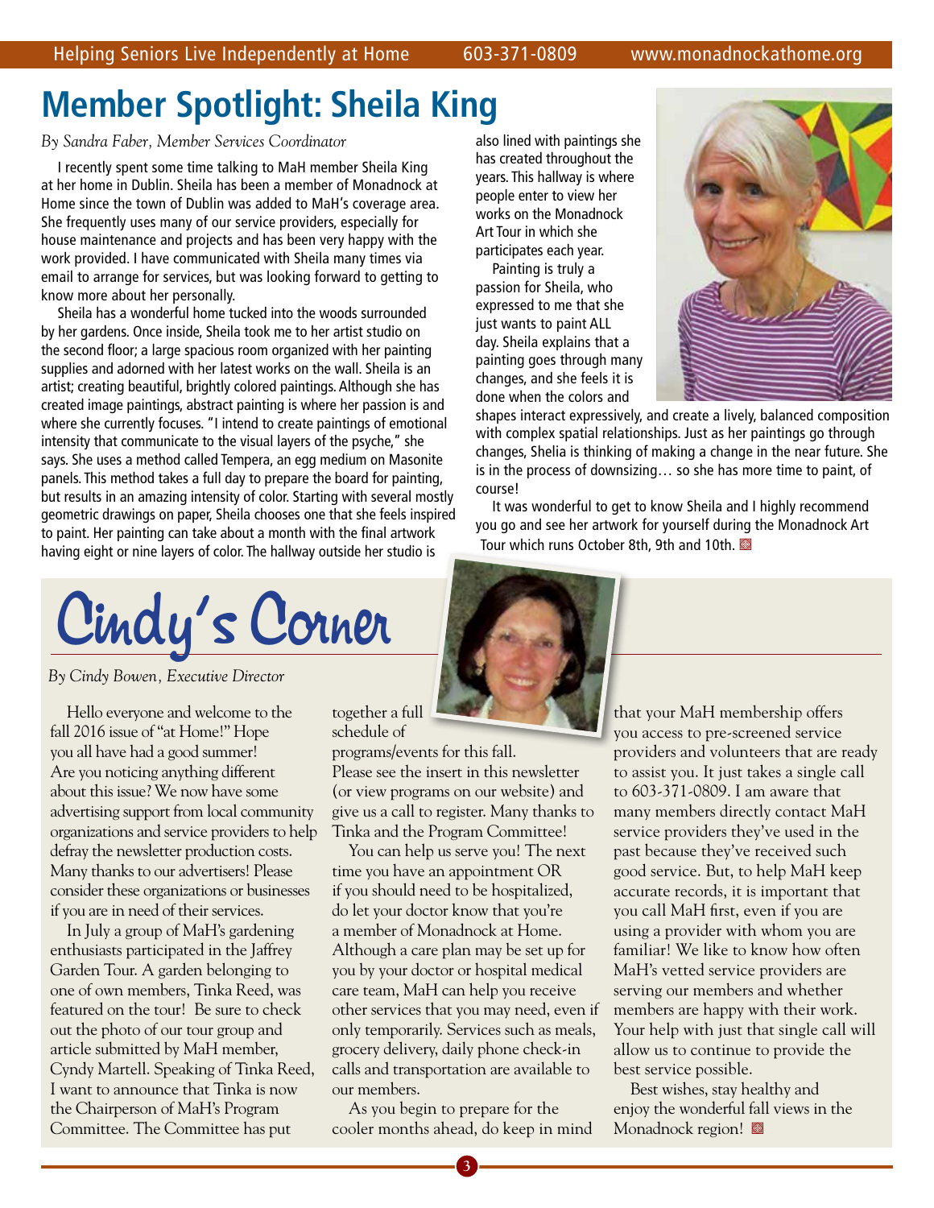# Member Spotlight: Sheila King

*By Sandra Faber, Member Services Coordinator*

I recently spent some time talking to MaH member Sheila King at her home in Dublin. Sheila has been a member of Monadnock at Home since the town of Dublin was added to MaH's coverage area. She frequently uses many of our service providers, especially for house maintenance and projects and has been very happy with the work provided. I have communicated with Sheila many times via email to arrange for services, but was looking forward to getting to know more about her personally.

Sheila has a wonderful home tucked into the woods surrounded by her gardens. Once inside, Sheila took me to her artist studio on the second floor; a large spacious room organized with her painting supplies and adorned with her latest works on the wall. Sheila is an artist; creating beautiful, brightly colored paintings. Although she has created image paintings, abstract painting is where her passion is and where she currently focuses. "I intend to create paintings of emotional intensity that communicate to the visual layers of the psyche," she says. She uses a method called Tempera, an egg medium on Masonite panels. This method takes a full day to prepare the board for painting, but results in an amazing intensity of color. Starting with several mostly geometric drawings on paper, Sheila chooses one that she feels inspired to paint. Her painting can take about a month with the final artwork having eight or nine layers of color. The hallway outside her studio is also lined with paintings she has created throughout the years. This hallway is where people enter to view her works on the Monadnock Art Tour in which she participates each year.

Painting is truly a passion for Sheila, who expressed to me that she just wants to paint ALL day. Sheila explains that a painting goes through many changes, and she feels it is done when the colors and shapes interact expressively, and create a lively, balanced composition with complex spatial relationships. Just as her paintings go through changes, Shelia is thinking of making a change in the near future. She is in the process of downsizing… so she has more time to paint, of course!

It was wonderful to get to know Sheila and I highly recommend you go and see her artwork for yourself during the Monadnock Art Tour which runs October 8th, 9th and 10th.

# Cindy's Corner

*By Cindy Bowen, Executive Director*

Hello everyone and welcome to the fall 2016 issue of "at Home!" Hope you all have had a good summer! Are you noticing anything different about this issue? We now have some advertising support from local community organizations and service providers to help defray the newsletter production costs. Many thanks to our advertisers! Please consider these organizations or businesses if you are in need of their services.

In July a group of MaH's gardening enthusiasts participated in the Jaffrey Garden Tour. A garden belonging to one of own members, Tinka Reed, was featured on the tour! Be sure to check out the photo of our tour group and article submitted by MaH member, Cyndy Martell. Speaking of Tinka Reed, I want to announce that Tinka is now the Chairperson of MaH's Program Committee. The Committee has put together a full schedule of programs/events for this fall. Please see the insert in this newsletter (or view programs on our website) and give us a call to register. Many thanks to Tinka and the Program Committee!

You can help us serve you! The next time you have an appointment OR if you should need to be hospitalized, do let your doctor know that you're a member of Monadnock at Home. Although a care plan may be set up for you by your doctor or hospital medical care team, MaH can help you receive other services that you may need, even if only temporarily. Services such as meals, grocery delivery, daily phone check-in calls and transportation are available to our members.

As you begin to prepare for the cooler months ahead, do keep in mind that your MaH membership offers you access to pre-screened service providers and volunteers that are ready to assist you. It just takes a single call to 603-371-0809. I am aware that many members directly contact MaH service providers they've used in the past because they've received such good service. But, to help MaH keep accurate records, it is important that you call MaH first, even if you are using a provider with whom you are familiar! We like to know how often MaH's vetted service providers are serving our members and whether members are happy with their work. Your help with just that single call will allow us to continue to provide the best service possible.

Best wishes, stay healthy and enjoy the wonderful fall views in the Monadnock region!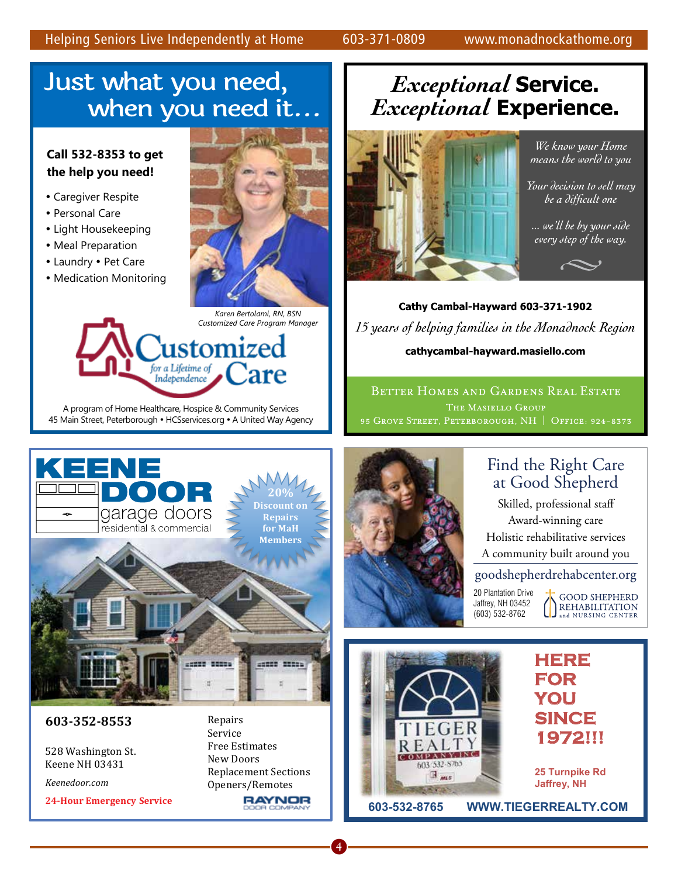# Just what you need, when you need it…

**Call 532-8353 to get the help you need!**

- Caregiver Respite
- Personal Care
- Light Housekeeping
- Meal Preparation
- Laundry • Pet Care
- Medication Monitoring

*Karen Bertolami, RN, BSN*
*Customized Care Program Manager*

Customized Care
*for a Lifetime of Independence*

A program of Home Healthcare, Hospice & Community Services
45 Main Street, Peterborough • HCSservices.org • A United Way Agency

# *Exceptional* Service. *Exceptional* Experience.

*We know your Home means the world to you*

*Your decision to sell may be a difficult one*

*... we'll be by your side every step of the way.*

**Cathy Cambal-Hayward 603-371-1902**

*15 years of helping families in the Monadnock Region*

**cathycambal-hayward.masiello.com**

Better Homes and Gardens Real Estate
The Masiello Group
95 Grove Street, Peterborough, NH | Office: 924-8373

# KEENE DOOR

garage doors
residential & commercial

**20% Discount on Repairs for MaH Members**

**603-352-8553**

528 Washington St.
Keene NH 03431

*Keenedoor.com*

**24-Hour Emergency Service**

Repairs
Service
Free Estimates
New Doors
Replacement Sections
Openers/Remotes

RAYNOR DOOR COMPANY

# Find the Right Care at Good Shepherd

Skilled, professional staff
Award-winning care
Holistic rehabilitative services
A community built around you

goodshepherdrehabcenter.org

20 Plantation Drive
Jaffrey, NH 03452
(603) 532-8762

GOOD SHEPHERD REHABILITATION and NURSING CENTER

# HERE FOR YOU SINCE 1972!!!

TIEGER REALTY COMPANY, INC.

**25 Turnpike Rd**
**Jaffrey, NH**

**603-532-8765** **WWW.TIEGERREALTY.COM**